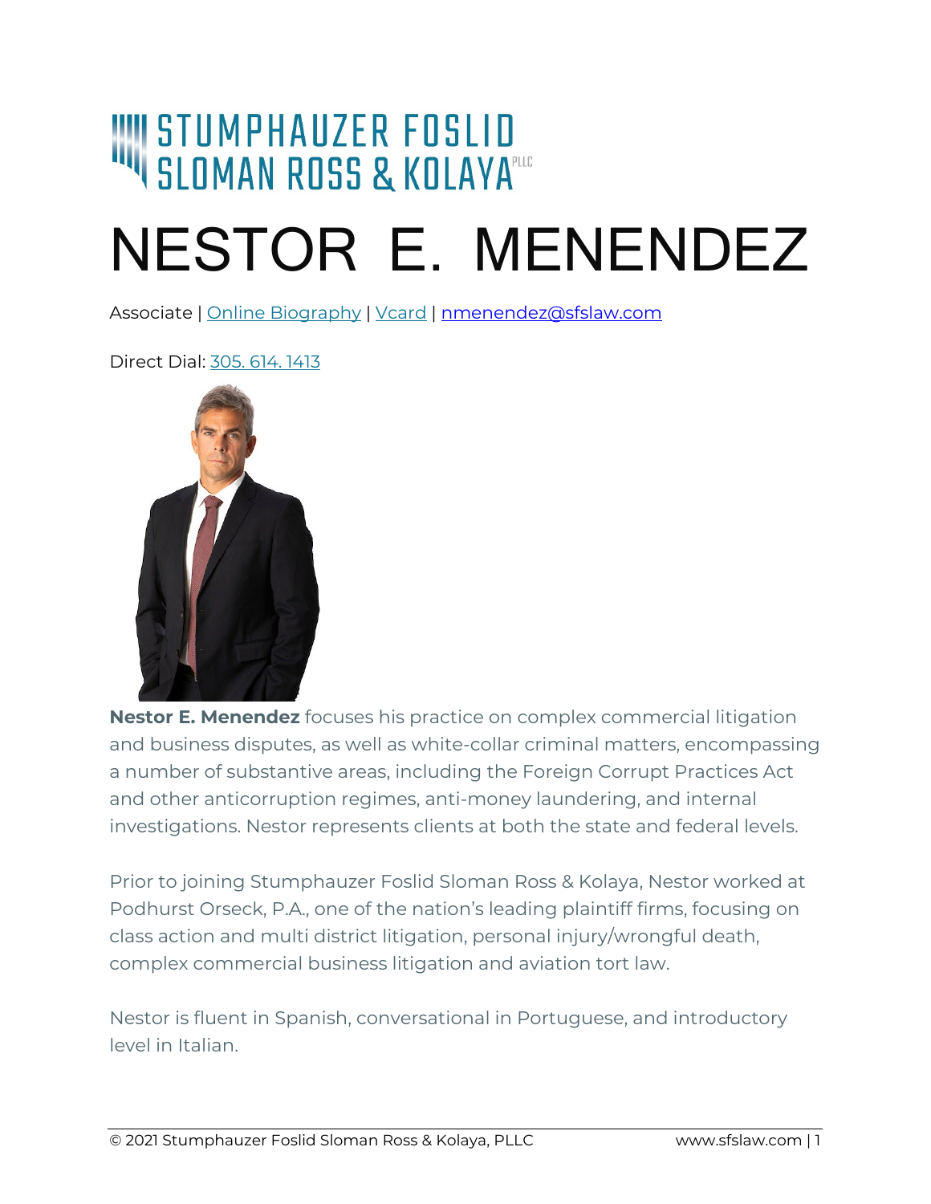STUMPHAUZER FOSLID SLOMAN ROSS & KOLAYA PLLC

# NESTOR E. MENENDEZ

Associate | Online Biography | Vcard | nmenendez@sfslaw.com

Direct Dial: 305. 614. 1413

**Nestor E. Menendez** focuses his practice on complex commercial litigation and business disputes, as well as white-collar criminal matters, encompassing a number of substantive areas, including the Foreign Corrupt Practices Act and other anticorruption regimes, anti-money laundering, and internal investigations. Nestor represents clients at both the state and federal levels.

Prior to joining Stumphauzer Foslid Sloman Ross & Kolaya, Nestor worked at Podhurst Orseck, P.A., one of the nation's leading plaintiff firms, focusing on class action and multi district litigation, personal injury/wrongful death, complex commercial business litigation and aviation tort law.

Nestor is fluent in Spanish, conversational in Portuguese, and introductory level in Italian.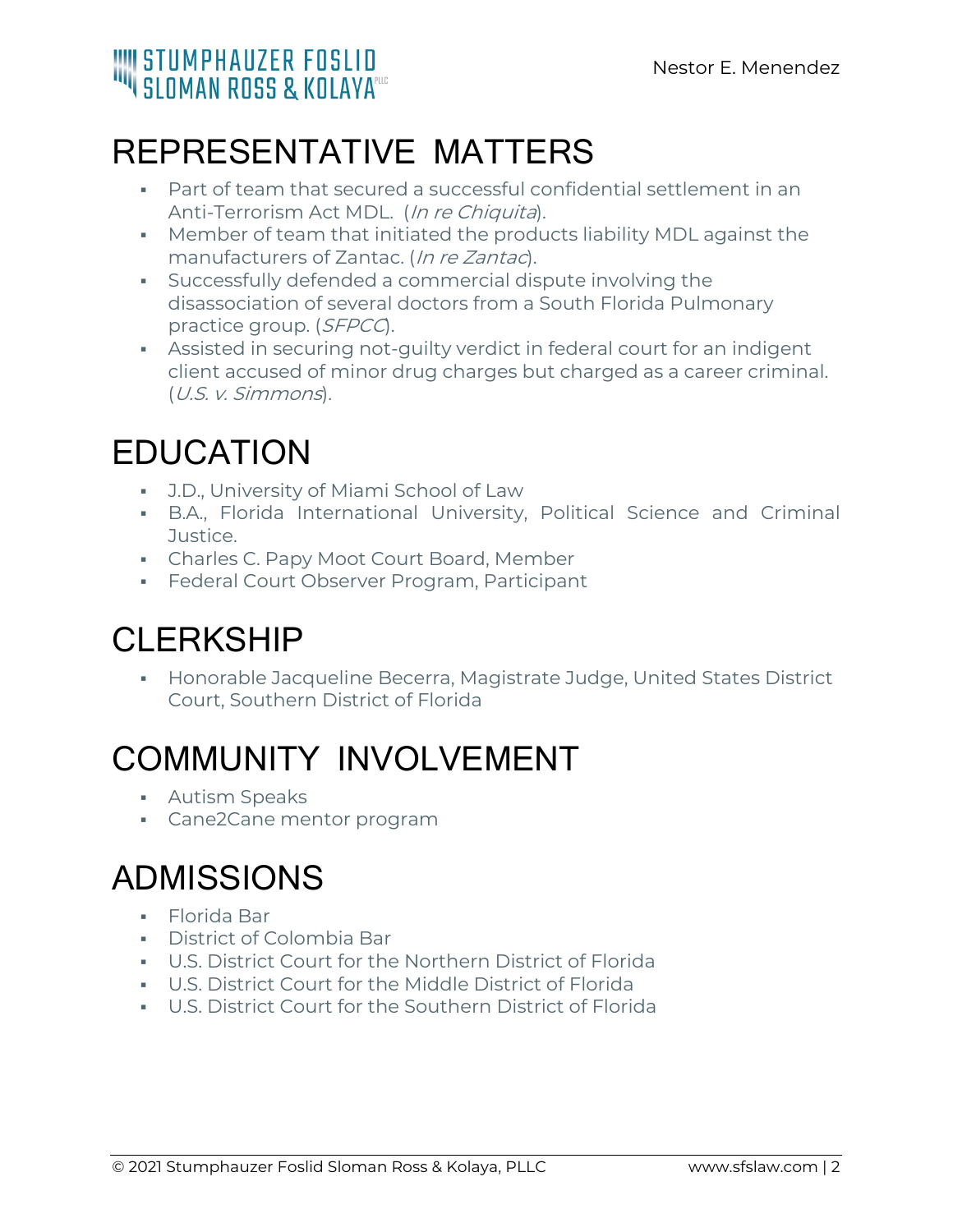# REPRESENTATIVE MATTERS

- Part of team that secured a successful confidential settlement in an Anti-Terrorism Act MDL. (*In re Chiquita*).
- Member of team that initiated the products liability MDL against the manufacturers of Zantac. (*In re Zantac*).
- Successfully defended a commercial dispute involving the disassociation of several doctors from a South Florida Pulmonary practice group. (*SFPCC*).
- Assisted in securing not-guilty verdict in federal court for an indigent client accused of minor drug charges but charged as a career criminal. (*U.S. v. Simmons*).

# EDUCATION

- J.D., University of Miami School of Law
- B.A., Florida International University, Political Science and Criminal Justice.
- Charles C. Papy Moot Court Board, Member
- Federal Court Observer Program, Participant

# CLERKSHIP

- Honorable Jacqueline Becerra, Magistrate Judge, United States District Court, Southern District of Florida

# COMMUNITY INVOLVEMENT

- Autism Speaks
- Cane2Cane mentor program

# ADMISSIONS

- Florida Bar
- District of Colombia Bar
- U.S. District Court for the Northern District of Florida
- U.S. District Court for the Middle District of Florida
- U.S. District Court for the Southern District of Florida